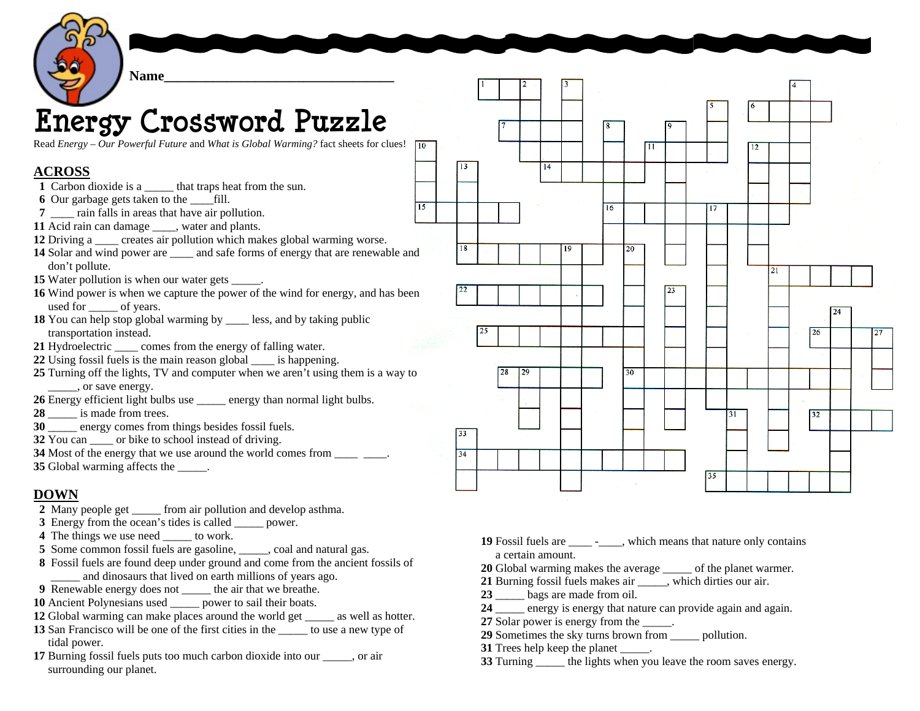Name_________________________________

# Energy Crossword Puzzle

Read *Energy – Our Powerful Future* and *What is Global Warming?* fact sheets for clues!

## ACROSS

**1** Carbon dioxide is a _____ that traps heat from the sun.
**6** Our garbage gets taken to the ____fill.
**7** ____ rain falls in areas that have air pollution.
**11** Acid rain can damage ____, water and plants.
**12** Driving a ____ creates air pollution which makes global warming worse.
**14** Solar and wind power are ____ and safe forms of energy that are renewable and don't pollute.
**15** Water pollution is when our water gets _____.
**16** Wind power is when we capture the power of the wind for energy, and has been used for _____ of years.
**18** You can help stop global warming by ____ less, and by taking public transportation instead.
**21** Hydroelectric ____ comes from the energy of falling water.
**22** Using fossil fuels is the main reason global ____ is happening.
**25** Turning off the lights, TV and computer when we aren't using them is a way to _____, or save energy.
**26** Energy efficient light bulbs use _____ energy than normal light bulbs.
**28** _____ is made from trees.
**30** _____ energy comes from things besides fossil fuels.
**32** You can ____ or bike to school instead of driving.
**34** Most of the energy that we use around the world comes from ____ ____.
**35** Global warming affects the _____.

## DOWN

**2** Many people get _____ from air pollution and develop asthma.
**3** Energy from the ocean's tides is called _____ power.
**4** The things we use need _____ to work.
**5** Some common fossil fuels are gasoline, _____, coal and natural gas.
**8** Fossil fuels are found deep under ground and come from the ancient fossils of _____ and dinosaurs that lived on earth millions of years ago.
**9** Renewable energy does not _____ the air that we breathe.
**10** Ancient Polynesians used _____ power to sail their boats.
**12** Global warming can make places around the world get _____ as well as hotter.
**13** San Francisco will be one of the first cities in the _____ to use a new type of tidal power.
**17** Burning fossil fuels puts too much carbon dioxide into our _____, or air surrounding our planet.
**19** Fossil fuels are ____ -____, which means that nature only contains a certain amount.
**20** Global warming makes the average _____ of the planet warmer.
**21** Burning fossil fuels makes air _____, which dirties our air.
**23** _____ bags are made from oil.
**24** _____ energy is energy that nature can provide again and again.
**27** Solar power is energy from the _____.
**29** Sometimes the sky turns brown from _____ pollution.
**31** Trees help keep the planet _____.
**33** Turning _____ the lights when you leave the room saves energy.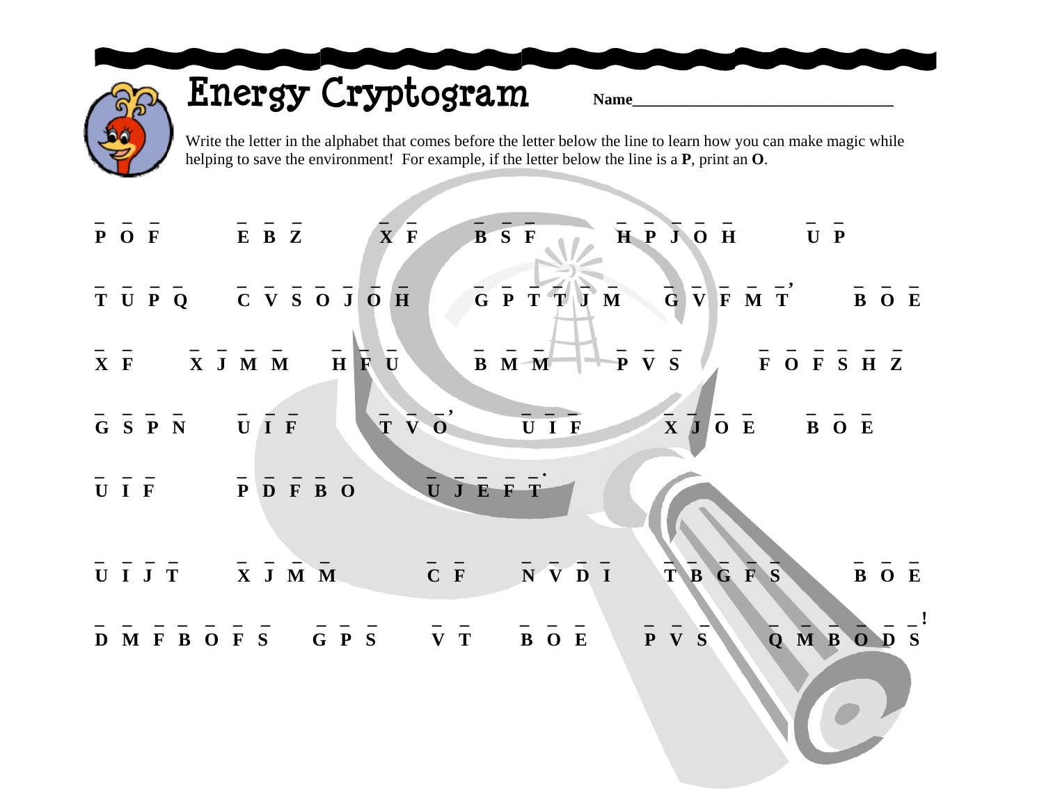# Energy Cryptogram

**Name**\_\_\_\_\_\_\_\_\_\_\_\_\_\_\_\_\_\_\_\_\_\_\_\_\_\_\_\_\_\_\_\_\_\_

Write the letter in the alphabet that comes before the letter below the line to learn how you can make magic while helping to save the environment! For example, if the letter below the line is a **P**, print an **O**.

**P O F    E B Z    X F    B S F    H P J O H    U P**

**T U P Q    C V S O J O H    G P T T J M    G V F M T,    B O E**

**X F    X J M M    H F U    B M M    P V S    F O F S H Z**

**G S P N    U I F    T V O,    U I F    X J O E    B O E**

**U I F    P D F B O    U J E F T.**

**U I J T    X J M M    C F    N V D I    T B G F S    B O E**

**D M F B O F S    G P S    V T    B O E    P V S    Q M B O D S!**